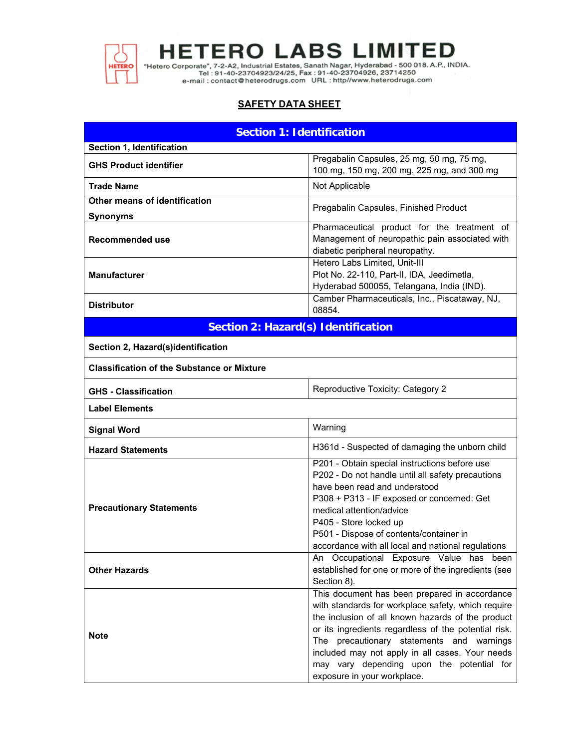# HETERO LABS LIMITED

"Hetero Corporate", 7-2-A2, Industrial Estates, Sanath Nagar, Hyderabad - 500 018. A.P., INDIA.
Tel : 91-40-23704923/24/25, Fax : 91-40-23704926, 23714250
e-mail : contact@heterodrugs.com URL : http//www.heterodrugs.com

## SAFETY DATA SHEET

| Section 1: Identification | |
|---|---|
| **Section 1, Identification** | |
| **GHS Product identifier** | Pregabalin Capsules, 25 mg, 50 mg, 75 mg, 100 mg, 150 mg, 200 mg, 225 mg, and 300 mg |
| **Trade Name** | Not Applicable |
| **Other means of identification** **Synonyms** | Pregabalin Capsules, Finished Product |
| **Recommended use** | Pharmaceutical product for the treatment of Management of neuropathic pain associated with diabetic peripheral neuropathy. |
| **Manufacturer** | Hetero Labs Limited, Unit-III Plot No. 22-110, Part-II, IDA, Jeedimetla, Hyderabad 500055, Telangana, India (IND). |
| **Distributor** | Camber Pharmaceuticals, Inc., Piscataway, NJ, 08854. |

| Section 2: Hazard(s) Identification | |
|---|---|
| **Section 2, Hazard(s)identification** | |
| **Classification of the Substance or Mixture** | |
| **GHS - Classification** | Reproductive Toxicity: Category 2 |
| **Label Elements** | |
| **Signal Word** | Warning |
| **Hazard Statements** | H361d - Suspected of damaging the unborn child |
| **Precautionary Statements** | P201 - Obtain special instructions before use<br>P202 - Do not handle until all safety precautions have been read and understood<br>P308 + P313 - IF exposed or concerned: Get medical attention/advice<br>P405 - Store locked up<br>P501 - Dispose of contents/container in accordance with all local and national regulations |
| **Other Hazards** | An Occupational Exposure Value has been established for one or more of the ingredients (see Section 8). |
| **Note** | This document has been prepared in accordance with standards for workplace safety, which require the inclusion of all known hazards of the product or its ingredients regardless of the potential risk. The precautionary statements and warnings included may not apply in all cases. Your needs may vary depending upon the potential for exposure in your workplace. |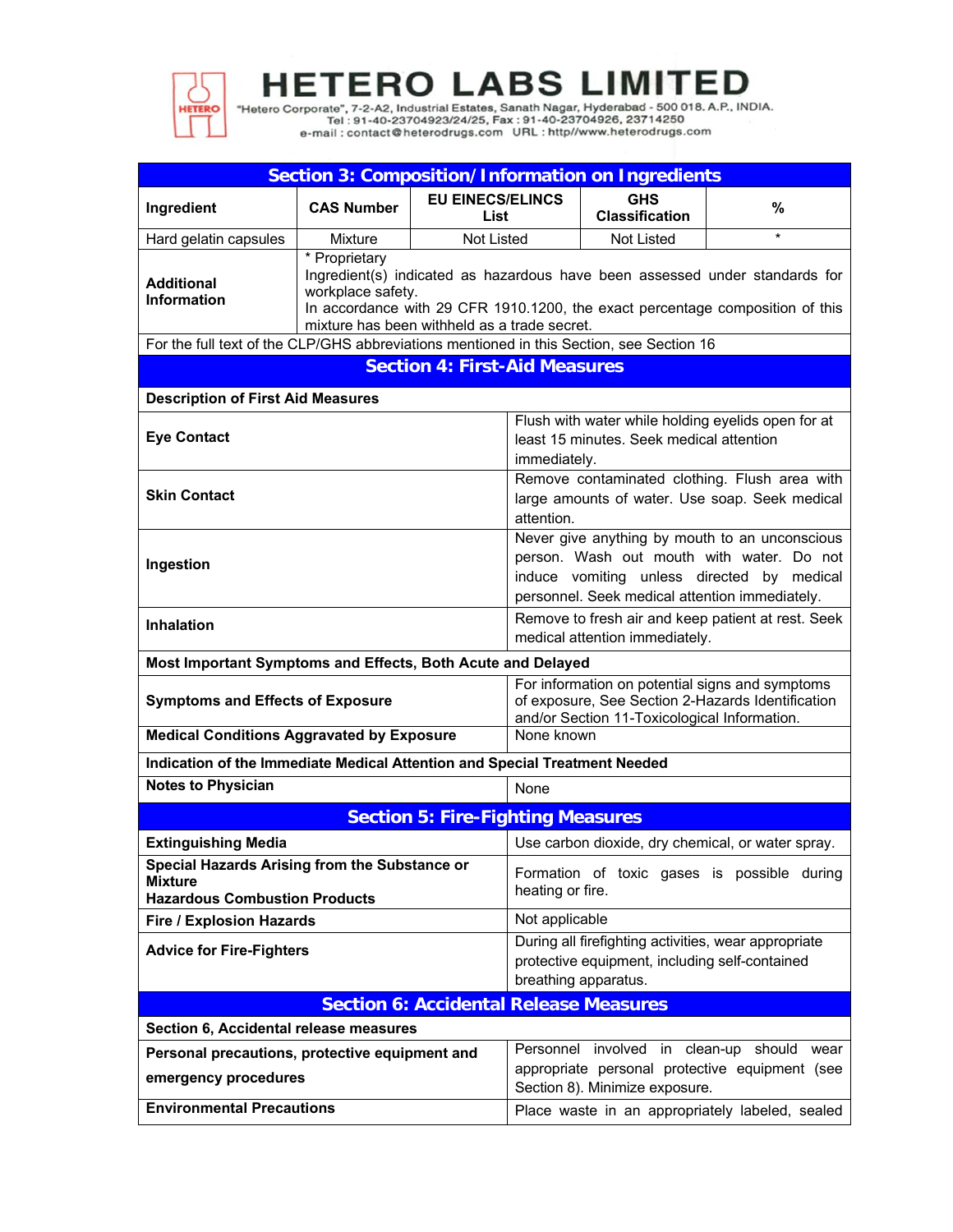# HETERO LABS LIMITED

"Hetero Corporate", 7-2-A2, Industrial Estates, Sanath Nagar, Hyderabad - 500 018. A.P., INDIA.
Tel : 91-40-23704923/24/25, Fax : 91-40-23704926, 23714250
e-mail : contact@heterodrugs.com URL : http//www.heterodrugs.com

## Section 3: Composition/ Information on Ingredients

| Ingredient | CAS Number | EU EINECS/ELINCS List | GHS Classification | % |
|---|---|---|---|---|
| Hard gelatin capsules | Mixture | Not Listed | Not Listed | * |
| **Additional Information** | * Proprietary<br>Ingredient(s) indicated as hazardous have been assessed under standards for workplace safety.<br>In accordance with 29 CFR 1910.1200, the exact percentage composition of this mixture has been withheld as a trade secret. | | | |

For the full text of the CLP/GHS abbreviations mentioned in this Section, see Section 16

## Section 4: First-Aid Measures

**Description of First Aid Measures**

| | |
|---|---|
| **Eye Contact** | Flush with water while holding eyelids open for at least 15 minutes. Seek medical attention immediately. |
| **Skin Contact** | Remove contaminated clothing. Flush area with large amounts of water. Use soap. Seek medical attention. |
| **Ingestion** | Never give anything by mouth to an unconscious person. Wash out mouth with water. Do not induce vomiting unless directed by medical personnel. Seek medical attention immediately. |
| **Inhalation** | Remove to fresh air and keep patient at rest. Seek medical attention immediately. |

**Most Important Symptoms and Effects, Both Acute and Delayed**

| | |
|---|---|
| **Symptoms and Effects of Exposure** | For information on potential signs and symptoms of exposure, See Section 2-Hazards Identification and/or Section 11-Toxicological Information. |
| **Medical Conditions Aggravated by Exposure** | None known |

**Indication of the Immediate Medical Attention and Special Treatment Needed**

| | |
|---|---|
| **Notes to Physician** | None |

## Section 5: Fire-Fighting Measures

| | |
|---|---|
| **Extinguishing Media** | Use carbon dioxide, dry chemical, or water spray. |
| **Special Hazards Arising from the Substance or Mixture**<br>**Hazardous Combustion Products** | Formation of toxic gases is possible during heating or fire. |
| **Fire / Explosion Hazards** | Not applicable |
| **Advice for Fire-Fighters** | During all firefighting activities, wear appropriate protective equipment, including self-contained breathing apparatus. |

## Section 6: Accidental Release Measures

**Section 6, Accidental release measures**

| | |
|---|---|
| **Personal precautions, protective equipment and emergency procedures** | Personnel involved in clean-up should wear appropriate personal protective equipment (see Section 8). Minimize exposure. |
| **Environmental Precautions** | Place waste in an appropriately labeled, sealed |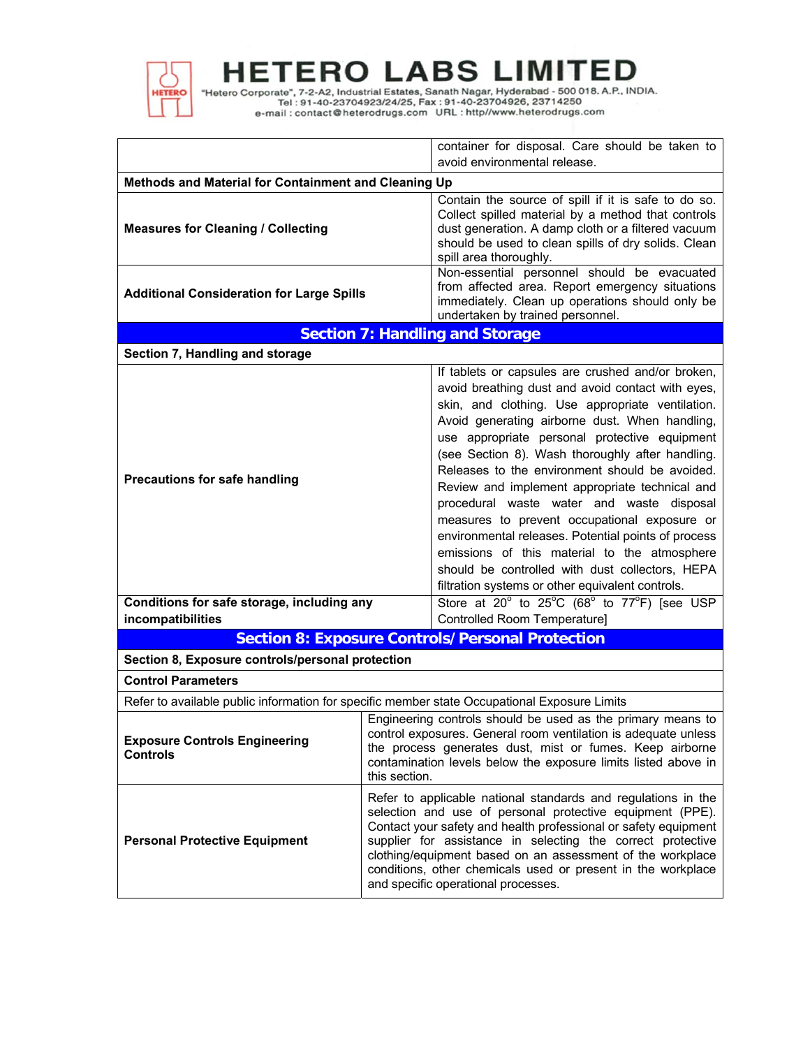| | |
|---|---|
| | container for disposal. Care should be taken to avoid environmental release. |
| **Methods and Material for Containment and Cleaning Up** | |
| **Measures for Cleaning / Collecting** | Contain the source of spill if it is safe to do so. Collect spilled material by a method that controls dust generation. A damp cloth or a filtered vacuum should be used to clean spills of dry solids. Clean spill area thoroughly. |
| **Additional Consideration for Large Spills** | Non-essential personnel should be evacuated from affected area. Report emergency situations immediately. Clean up operations should only be undertaken by trained personnel. |

## Section 7: Handling and Storage

| | |
|---|---|
| **Section 7, Handling and storage** | |
| **Precautions for safe handling** | If tablets or capsules are crushed and/or broken, avoid breathing dust and avoid contact with eyes, skin, and clothing. Use appropriate ventilation. Avoid generating airborne dust. When handling, use appropriate personal protective equipment (see Section 8). Wash thoroughly after handling. Releases to the environment should be avoided. Review and implement appropriate technical and procedural waste water and waste disposal measures to prevent occupational exposure or environmental releases. Potential points of process emissions of this material to the atmosphere should be controlled with dust collectors, HEPA filtration systems or other equivalent controls. |
| **Conditions for safe storage, including any incompatibilities** | Store at 20° to 25°C (68° to 77°F) [see USP Controlled Room Temperature] |

## Section 8: Exposure Controls/ Personal Protection

| | |
|---|---|
| **Section 8, Exposure controls/personal protection** | |
| **Control Parameters** | |
| Refer to available public information for specific member state Occupational Exposure Limits | |
| **Exposure Controls Engineering Controls** | Engineering controls should be used as the primary means to control exposures. General room ventilation is adequate unless the process generates dust, mist or fumes. Keep airborne contamination levels below the exposure limits listed above in this section. |
| **Personal Protective Equipment** | Refer to applicable national standards and regulations in the selection and use of personal protective equipment (PPE). Contact your safety and health professional or safety equipment supplier for assistance in selecting the correct protective clothing/equipment based on an assessment of the workplace conditions, other chemicals used or present in the workplace and specific operational processes. |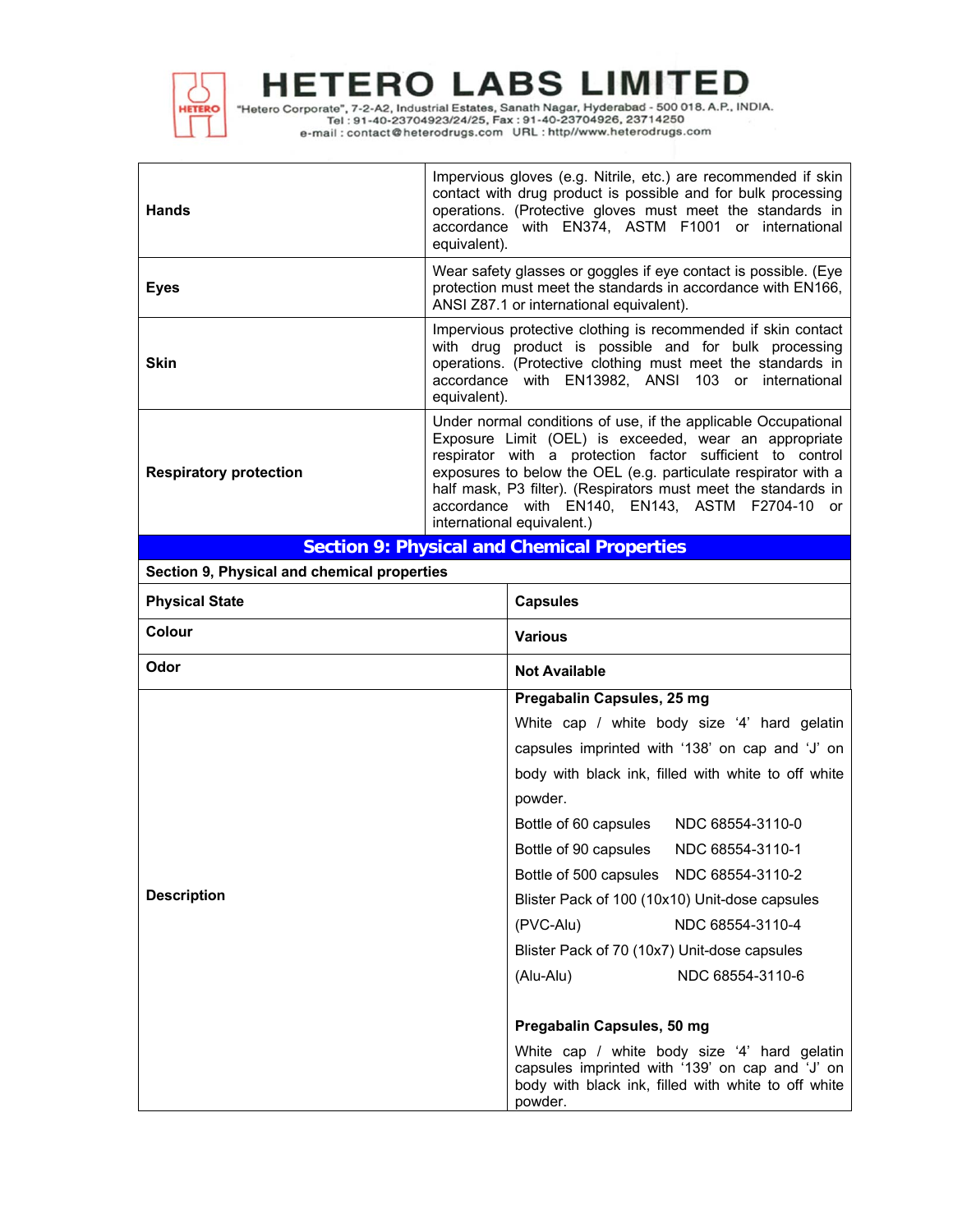| | |
|---|---|
| **Hands** | Impervious gloves (e.g. Nitrile, etc.) are recommended if skin contact with drug product is possible and for bulk processing operations. (Protective gloves must meet the standards in accordance with EN374, ASTM F1001 or international equivalent). |
| **Eyes** | Wear safety glasses or goggles if eye contact is possible. (Eye protection must meet the standards in accordance with EN166, ANSI Z87.1 or international equivalent). |
| **Skin** | Impervious protective clothing is recommended if skin contact with drug product is possible and for bulk processing operations. (Protective clothing must meet the standards in accordance with EN13982, ANSI 103 or international equivalent). |
| **Respiratory protection** | Under normal conditions of use, if the applicable Occupational Exposure Limit (OEL) is exceeded, wear an appropriate respirator with a protection factor sufficient to control exposures to below the OEL (e.g. particulate respirator with a half mask, P3 filter). (Respirators must meet the standards in accordance with EN140, EN143, ASTM F2704-10 or international equivalent.) |

## Section 9: Physical and Chemical Properties

**Section 9, Physical and chemical properties**

| | |
|---|---|
| **Physical State** | **Capsules** |
| **Colour** | **Various** |
| **Odor** | **Not Available** |
| **Description** | **Pregabalin Capsules, 25 mg**<br>White cap / white body size '4' hard gelatin capsules imprinted with '138' on cap and 'J' on body with black ink, filled with white to off white powder.<br>Bottle of 60 capsules NDC 68554-3110-0<br>Bottle of 90 capsules NDC 68554-3110-1<br>Bottle of 500 capsules NDC 68554-3110-2<br>Blister Pack of 100 (10x10) Unit-dose capsules (PVC-Alu) NDC 68554-3110-4<br>Blister Pack of 70 (10x7) Unit-dose capsules (Alu-Alu) NDC 68554-3110-6<br><br>**Pregabalin Capsules, 50 mg**<br>White cap / white body size '4' hard gelatin capsules imprinted with '139' on cap and 'J' on body with black ink, filled with white to off white powder. |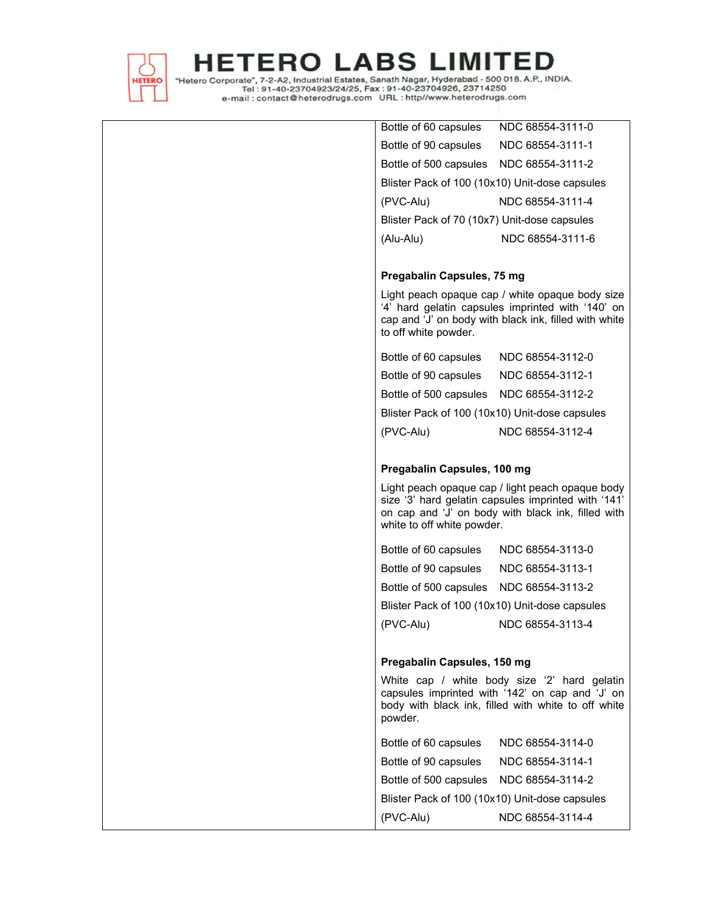| | |
|---|---|
| Bottle of 60 capsules | NDC 68554-3111-0 |
| Bottle of 90 capsules | NDC 68554-3111-1 |
| Bottle of 500 capsules | NDC 68554-3111-2 |
| Blister Pack of 100 (10x10) Unit-dose capsules (PVC-Alu) | NDC 68554-3111-4 |
| Blister Pack of 70 (10x7) Unit-dose capsules (Alu-Alu) | NDC 68554-3111-6 |

**Pregabalin Capsules, 75 mg**

Light peach opaque cap / white opaque body size '4' hard gelatin capsules imprinted with '140' on cap and 'J' on body with black ink, filled with white to off white powder.

| | |
|---|---|
| Bottle of 60 capsules | NDC 68554-3112-0 |
| Bottle of 90 capsules | NDC 68554-3112-1 |
| Bottle of 500 capsules | NDC 68554-3112-2 |
| Blister Pack of 100 (10x10) Unit-dose capsules (PVC-Alu) | NDC 68554-3112-4 |

**Pregabalin Capsules, 100 mg**

Light peach opaque cap / light peach opaque body size '3' hard gelatin capsules imprinted with '141' on cap and 'J' on body with black ink, filled with white to off white powder.

| | |
|---|---|
| Bottle of 60 capsules | NDC 68554-3113-0 |
| Bottle of 90 capsules | NDC 68554-3113-1 |
| Bottle of 500 capsules | NDC 68554-3113-2 |
| Blister Pack of 100 (10x10) Unit-dose capsules (PVC-Alu) | NDC 68554-3113-4 |

**Pregabalin Capsules, 150 mg**

White cap / white body size '2' hard gelatin capsules imprinted with '142' on cap and 'J' on body with black ink, filled with white to off white powder.

| | |
|---|---|
| Bottle of 60 capsules | NDC 68554-3114-0 |
| Bottle of 90 capsules | NDC 68554-3114-1 |
| Bottle of 500 capsules | NDC 68554-3114-2 |
| Blister Pack of 100 (10x10) Unit-dose capsules (PVC-Alu) | NDC 68554-3114-4 |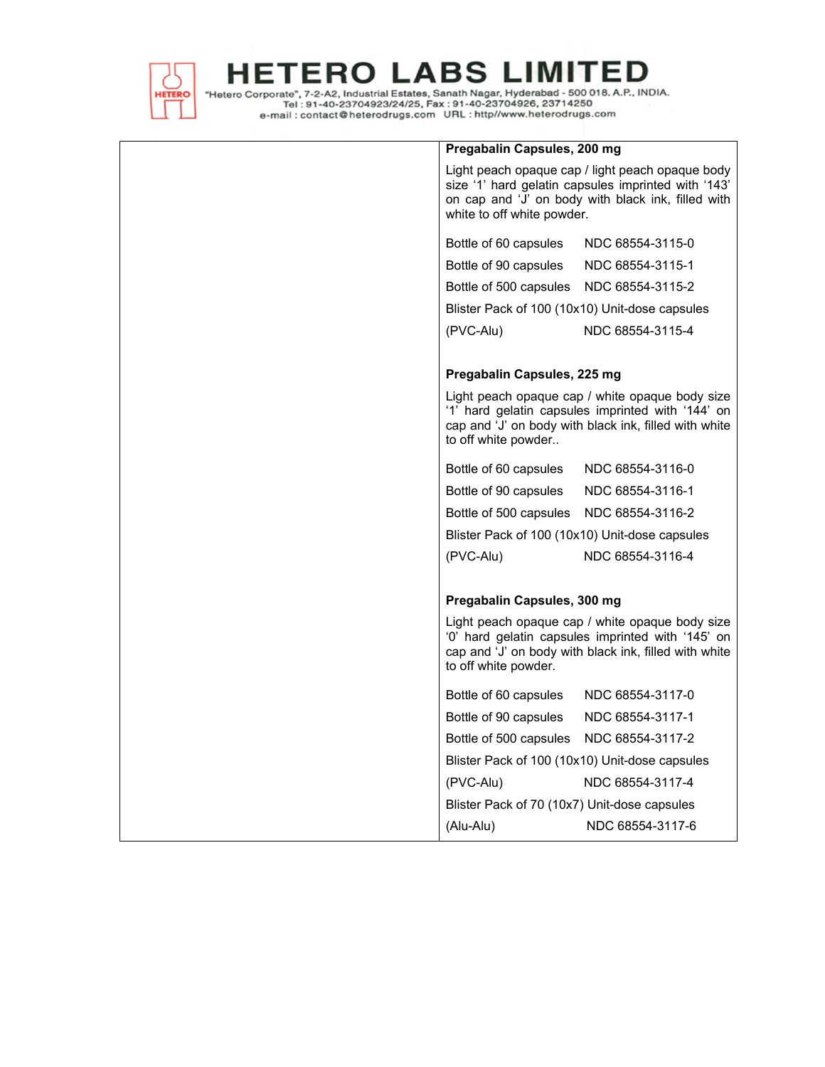**Pregabalin Capsules, 200 mg**

Light peach opaque cap / light peach opaque body size '1' hard gelatin capsules imprinted with '143' on cap and 'J' on body with black ink, filled with white to off white powder.

| | |
|---|---|
| Bottle of 60 capsules | NDC 68554-3115-0 |
| Bottle of 90 capsules | NDC 68554-3115-1 |
| Bottle of 500 capsules | NDC 68554-3115-2 |
| Blister Pack of 100 (10x10) Unit-dose capsules (PVC-Alu) | NDC 68554-3115-4 |

**Pregabalin Capsules, 225 mg**

Light peach opaque cap / white opaque body size '1' hard gelatin capsules imprinted with '144' on cap and 'J' on body with black ink, filled with white to off white powder..

| | |
|---|---|
| Bottle of 60 capsules | NDC 68554-3116-0 |
| Bottle of 90 capsules | NDC 68554-3116-1 |
| Bottle of 500 capsules | NDC 68554-3116-2 |
| Blister Pack of 100 (10x10) Unit-dose capsules (PVC-Alu) | NDC 68554-3116-4 |

**Pregabalin Capsules, 300 mg**

Light peach opaque cap / white opaque body size '0' hard gelatin capsules imprinted with '145' on cap and 'J' on body with black ink, filled with white to off white powder.

| | |
|---|---|
| Bottle of 60 capsules | NDC 68554-3117-0 |
| Bottle of 90 capsules | NDC 68554-3117-1 |
| Bottle of 500 capsules | NDC 68554-3117-2 |
| Blister Pack of 100 (10x10) Unit-dose capsules (PVC-Alu) | NDC 68554-3117-4 |
| Blister Pack of 70 (10x7) Unit-dose capsules (Alu-Alu) | NDC 68554-3117-6 |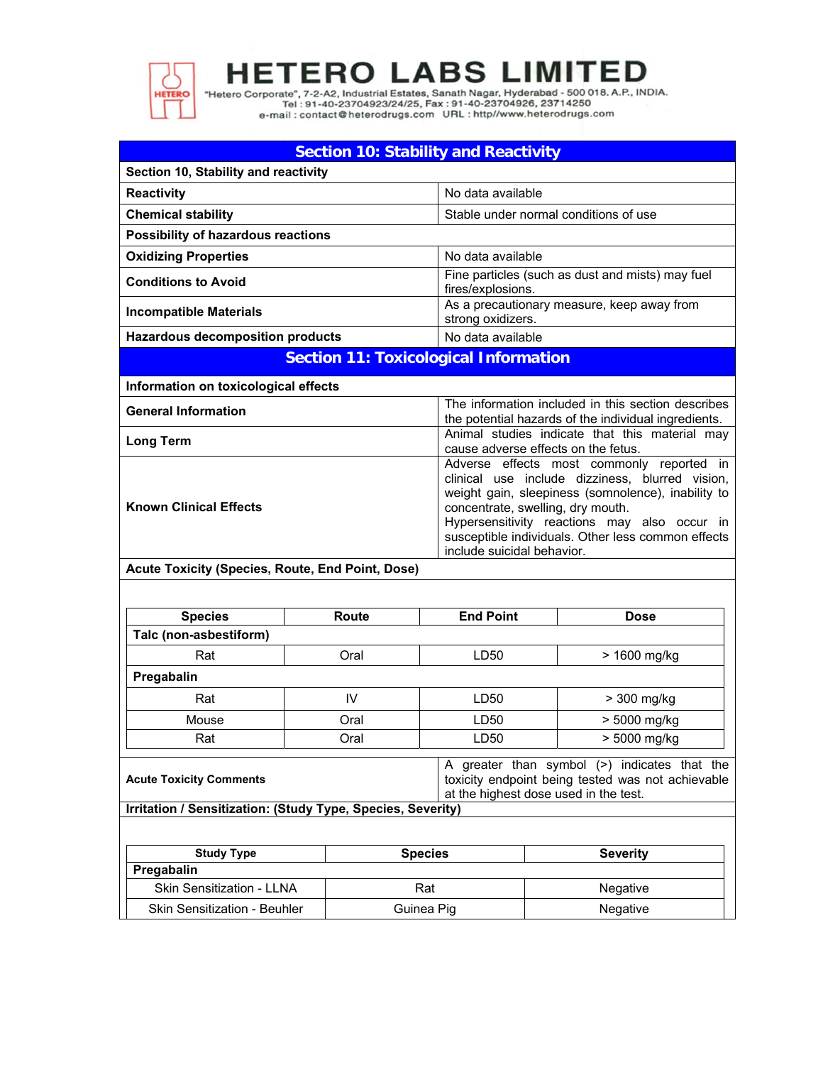## Section 10: Stability and Reactivity

| Section 10, Stability and reactivity | |
|---|---|
| **Reactivity** | No data available |
| **Chemical stability** | Stable under normal conditions of use |
| **Possibility of hazardous reactions** | |
| **Oxidizing Properties** | No data available |
| **Conditions to Avoid** | Fine particles (such as dust and mists) may fuel fires/explosions. |
| **Incompatible Materials** | As a precautionary measure, keep away from strong oxidizers. |
| **Hazardous decomposition products** | No data available |

## Section 11: Toxicological Information

| Information on toxicological effects | |
|---|---|
| **General Information** | The information included in this section describes the potential hazards of the individual ingredients. |
| **Long Term** | Animal studies indicate that this material may cause adverse effects on the fetus. |
| **Known Clinical Effects** | Adverse effects most commonly reported in clinical use include dizziness, blurred vision, weight gain, sleepiness (somnolence), inability to concentrate, swelling, dry mouth. Hypersensitivity reactions may also occur in susceptible individuals. Other less common effects include suicidal behavior. |

**Acute Toxicity (Species, Route, End Point, Dose)**

| Species | Route | End Point | Dose |
|---|---|---|---|
| **Talc (non-asbestiform)** | | | |
| Rat | Oral | LD50 | > 1600 mg/kg |
| **Pregabalin** | | | |
| Rat | IV | LD50 | > 300 mg/kg |
| Mouse | Oral | LD50 | > 5000 mg/kg |
| Rat | Oral | LD50 | > 5000 mg/kg |

| **Acute Toxicity Comments** | A greater than symbol (>) indicates that the toxicity endpoint being tested was not achievable at the highest dose used in the test. |
|---|---|

**Irritation / Sensitization: (Study Type, Species, Severity)**

| Study Type | Species | Severity |
|---|---|---|
| **Pregabalin** | | |
| Skin Sensitization - LLNA | Rat | Negative |
| Skin Sensitization - Beuhler | Guinea Pig | Negative |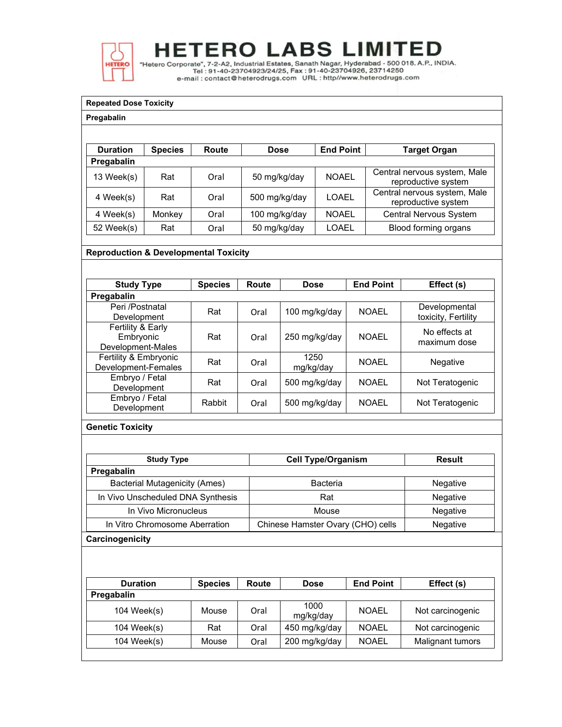# HETERO LABS LIMITED

"Hetero Corporate", 7-2-A2, Industrial Estates, Sanath Nagar, Hyderabad - 500 018. A.P., INDIA.
Tel : 91-40-23704923/24/25, Fax : 91-40-23704926, 23714250
e-mail : contact@heterodrugs.com URL : http//www.heterodrugs.com

**Repeated Dose Toxicity**

**Pregabalin**

| Duration | Species | Route | Dose | End Point | Target Organ |
|---|---|---|---|---|---|
| **Pregabalin** | | | | | |
| 13 Week(s) | Rat | Oral | 50 mg/kg/day | NOAEL | Central nervous system, Male reproductive system |
| 4 Week(s) | Rat | Oral | 500 mg/kg/day | LOAEL | Central nervous system, Male reproductive system |
| 4 Week(s) | Monkey | Oral | 100 mg/kg/day | NOAEL | Central Nervous System |
| 52 Week(s) | Rat | Oral | 50 mg/kg/day | LOAEL | Blood forming organs |

**Reproduction & Developmental Toxicity**

| Study Type | Species | Route | Dose | End Point | Effect (s) |
|---|---|---|---|---|---|
| **Pregabalin** | | | | | |
| Peri /Postnatal Development | Rat | Oral | 100 mg/kg/day | NOAEL | Developmental toxicity, Fertility |
| Fertility & Early Embryonic Development-Males | Rat | Oral | 250 mg/kg/day | NOAEL | No effects at maximum dose |
| Fertility & Embryonic Development-Females | Rat | Oral | 1250 mg/kg/day | NOAEL | Negative |
| Embryo / Fetal Development | Rat | Oral | 500 mg/kg/day | NOAEL | Not Teratogenic |
| Embryo / Fetal Development | Rabbit | Oral | 500 mg/kg/day | NOAEL | Not Teratogenic |

**Genetic Toxicity**

| Study Type | Cell Type/Organism | Result |
|---|---|---|
| **Pregabalin** | | |
| Bacterial Mutagenicity (Ames) | Bacteria | Negative |
| In Vivo Unscheduled DNA Synthesis | Rat | Negative |
| In Vivo Micronucleus | Mouse | Negative |
| In Vitro Chromosome Aberration | Chinese Hamster Ovary (CHO) cells | Negative |

**Carcinogenicity**

| Duration | Species | Route | Dose | End Point | Effect (s) |
|---|---|---|---|---|---|
| **Pregabalin** | | | | | |
| 104 Week(s) | Mouse | Oral | 1000 mg/kg/day | NOAEL | Not carcinogenic |
| 104 Week(s) | Rat | Oral | 450 mg/kg/day | NOAEL | Not carcinogenic |
| 104 Week(s) | Mouse | Oral | 200 mg/kg/day | NOAEL | Malignant tumors |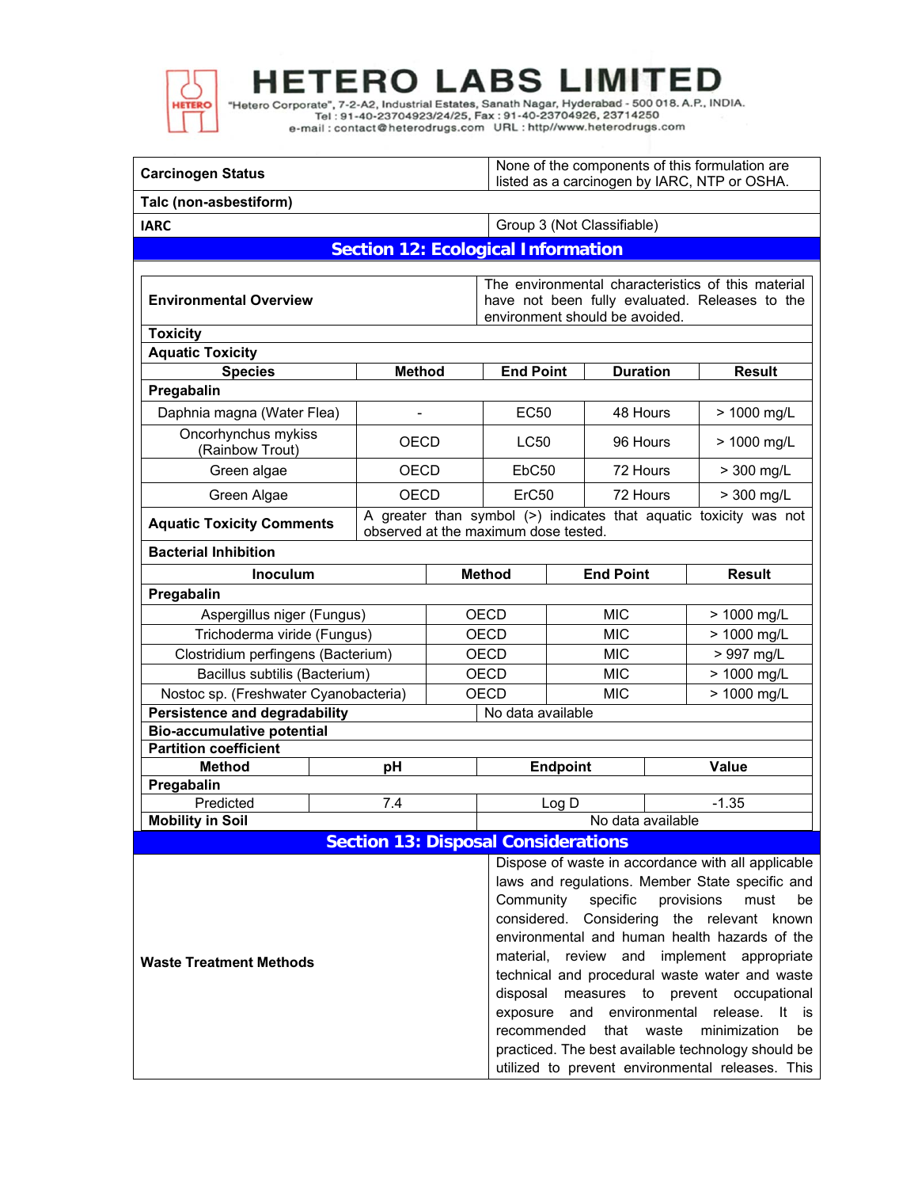| Carcinogen Status | None of the components of this formulation are listed as a carcinogen by IARC, NTP or OSHA. |
|---|---|
| **Talc (non-asbestiform)** | |
| **IARC** | Group 3 (Not Classifiable) |

## Section 12: Ecological Information

| Environmental Overview | The environmental characteristics of this material have not been fully evaluated. Releases to the environment should be avoided. |
|---|---|

**Toxicity**

**Aquatic Toxicity**

| Species | Method | End Point | Duration | Result |
|---|---|---|---|---|
| **Pregabalin** | | | | |
| Daphnia magna (Water Flea) | - | EC50 | 48 Hours | > 1000 mg/L |
| Oncorhynchus mykiss (Rainbow Trout) | OECD | LC50 | 96 Hours | > 1000 mg/L |
| Green algae | OECD | EbC50 | 72 Hours | > 300 mg/L |
| Green Algae | OECD | ErC50 | 72 Hours | > 300 mg/L |
| **Aquatic Toxicity Comments** | A greater than symbol (>) indicates that aquatic toxicity was not observed at the maximum dose tested. | | | |

**Bacterial Inhibition**

| Inoculum | Method | End Point | Result |
|---|---|---|---|
| **Pregabalin** | | | |
| Aspergillus niger (Fungus) | OECD | MIC | > 1000 mg/L |
| Trichoderma viride (Fungus) | OECD | MIC | > 1000 mg/L |
| Clostridium perfingens (Bacterium) | OECD | MIC | > 997 mg/L |
| Bacillus subtilis (Bacterium) | OECD | MIC | > 1000 mg/L |
| Nostoc sp. (Freshwater Cyanobacteria) | OECD | MIC | > 1000 mg/L |

| **Persistence and degradability** | No data available |
|---|---|

**Bio-accumulative potential**

**Partition coefficient**

| Method | pH | Endpoint | Value |
|---|---|---|---|
| **Pregabalin** | | | |
| Predicted | 7.4 | Log D | -1.35 |

| **Mobility in Soil** | No data available |
|---|---|

## Section 13: Disposal Considerations

| **Waste Treatment Methods** | Dispose of waste in accordance with all applicable laws and regulations. Member State specific and Community specific provisions must be considered. Considering the relevant known environmental and human health hazards of the material, review and implement appropriate technical and procedural waste water and waste disposal measures to prevent occupational exposure and environmental release. It is recommended that waste minimization be practiced. The best available technology should be utilized to prevent environmental releases. This |
|---|---|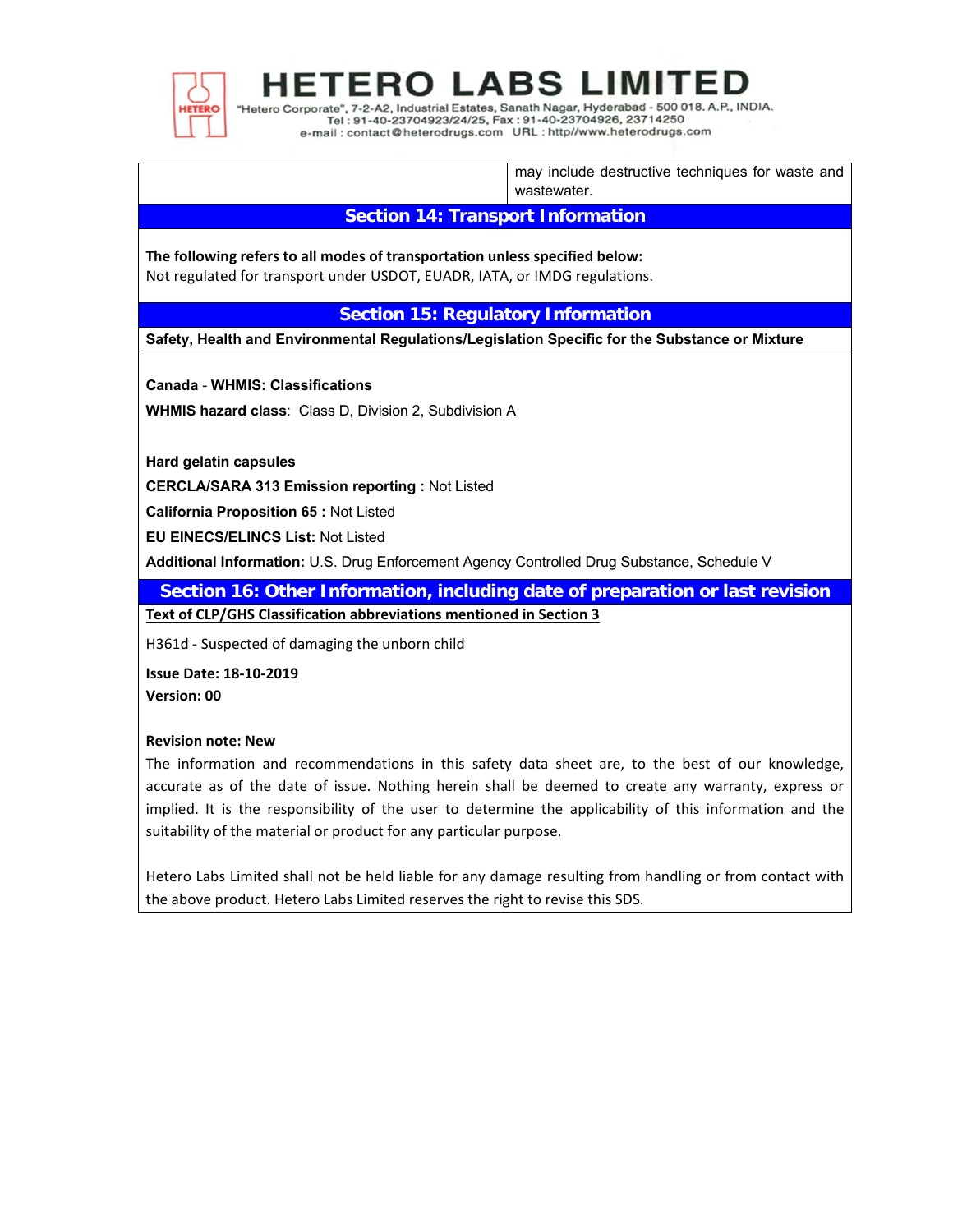| | |
|---|---|
| | may include destructive techniques for waste and wastewater. |

## Section 14: Transport Information

**The following refers to all modes of transportation unless specified below:**
Not regulated for transport under USDOT, EUADR, IATA, or IMDG regulations.

## Section 15: Regulatory Information

**Safety, Health and Environmental Regulations/Legislation Specific for the Substance or Mixture**

**Canada** - **WHMIS: Classifications**

**WHMIS hazard class**: Class D, Division 2, Subdivision A

**Hard gelatin capsules**

**CERCLA/SARA 313 Emission reporting :** Not Listed

**California Proposition 65 :** Not Listed

**EU EINECS/ELINCS List:** Not Listed

**Additional Information:** U.S. Drug Enforcement Agency Controlled Drug Substance, Schedule V

## Section 16: Other Information, including date of preparation or last revision

**Text of CLP/GHS Classification abbreviations mentioned in Section 3**

H361d - Suspected of damaging the unborn child

**Issue Date: 18-10-2019**
**Version: 00**

**Revision note: New**
The information and recommendations in this safety data sheet are, to the best of our knowledge, accurate as of the date of issue. Nothing herein shall be deemed to create any warranty, express or implied. It is the responsibility of the user to determine the applicability of this information and the suitability of the material or product for any particular purpose.

Hetero Labs Limited shall not be held liable for any damage resulting from handling or from contact with the above product. Hetero Labs Limited reserves the right to revise this SDS.